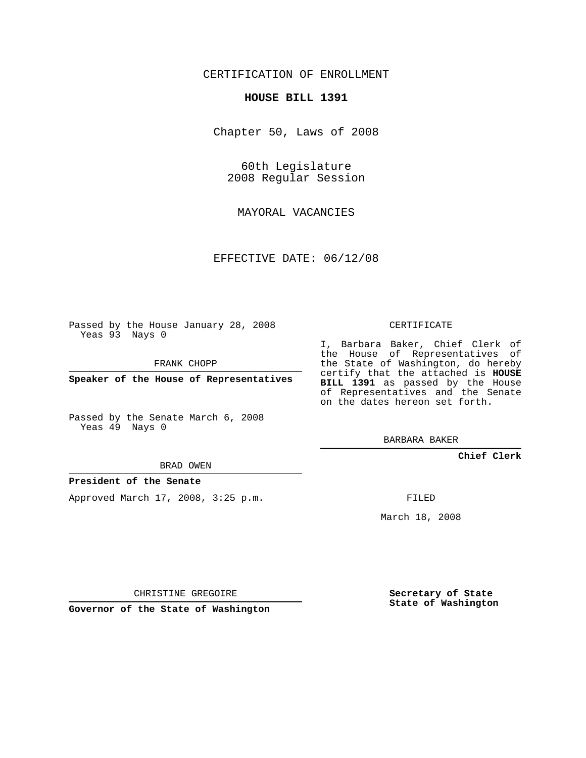CERTIFICATION OF ENROLLMENT

**HOUSE BILL 1391**

Chapter 50, Laws of 2008

60th Legislature
2008 Regular Session

MAYORAL VACANCIES

EFFECTIVE DATE: 06/12/08

Passed by the House January 28, 2008
Yeas 93 Nays 0

FRANK CHOPP

**Speaker of the House of Representatives**

Passed by the Senate March 6, 2008
Yeas 49 Nays 0

BRAD OWEN

**President of the Senate**

Approved March 17, 2008, 3:25 p.m.

CHRISTINE GREGOIRE

**Governor of the State of Washington**

CERTIFICATE

I, Barbara Baker, Chief Clerk of the House of Representatives of the State of Washington, do hereby certify that the attached is **HOUSE BILL 1391** as passed by the House of Representatives and the Senate on the dates hereon set forth.

BARBARA BAKER

**Chief Clerk**

FILED

March 18, 2008

**Secretary of State**
**State of Washington**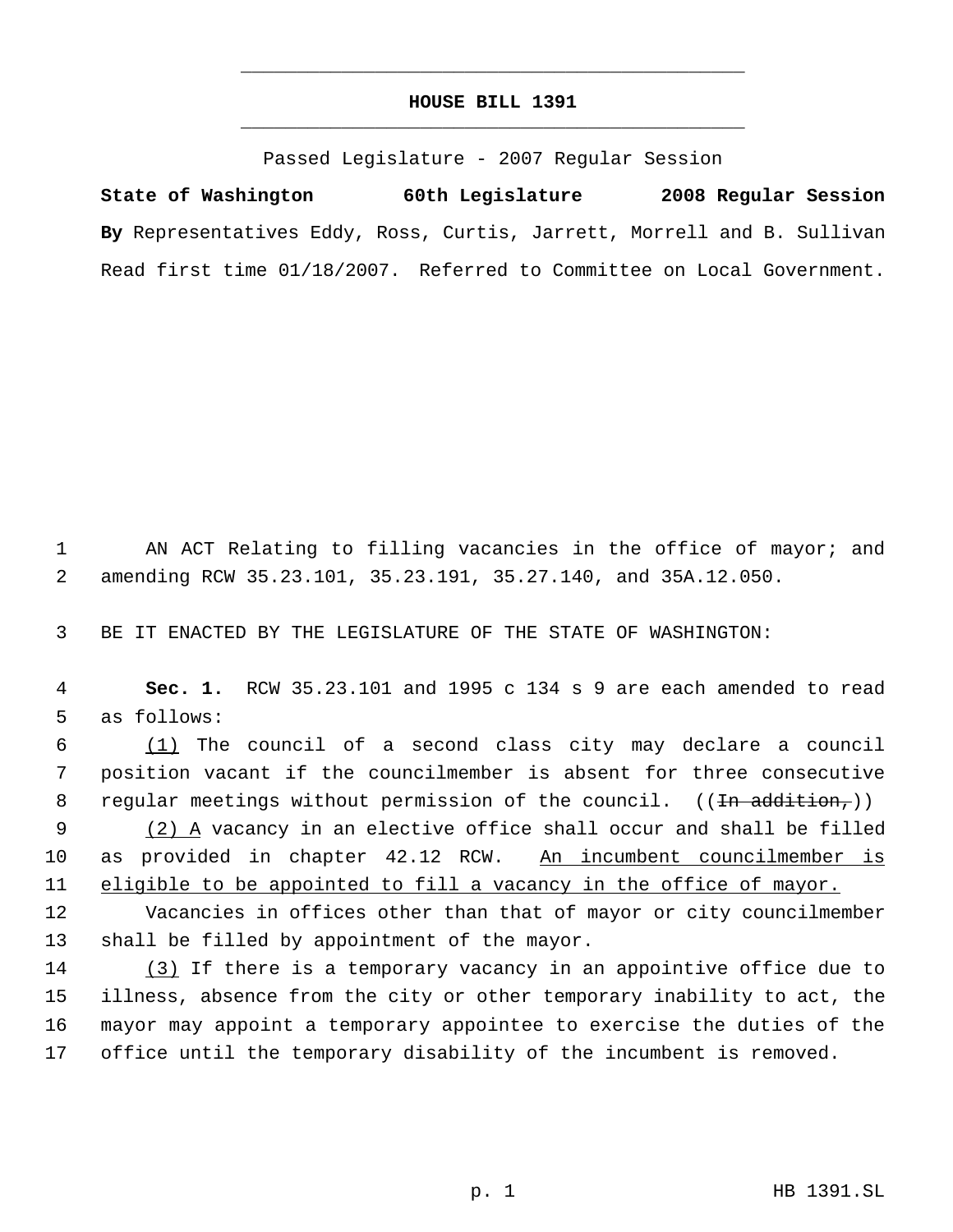# HOUSE BILL 1391

Passed Legislature - 2007 Regular Session

**State of Washington** 60th Legislature 2008 Regular Session

**By** Representatives Eddy, Ross, Curtis, Jarrett, Morrell and B. Sullivan

Read first time 01/18/2007. Referred to Committee on Local Government.

AN ACT Relating to filling vacancies in the office of mayor; and amending RCW 35.23.101, 35.23.191, 35.27.140, and 35A.12.050.

BE IT ENACTED BY THE LEGISLATURE OF THE STATE OF WASHINGTON:

**Sec. 1.** RCW 35.23.101 and 1995 c 134 s 9 are each amended to read as follows:

<u>(1)</u> The council of a second class city may declare a council position vacant if the councilmember is absent for three consecutive regular meetings without permission of the council. ((~~In addition,~~))

<u>(2) A</u> vacancy in an elective office shall occur and shall be filled as provided in chapter 42.12 RCW. <u>An incumbent councilmember is eligible to be appointed to fill a vacancy in the office of mayor.</u>

Vacancies in offices other than that of mayor or city councilmember shall be filled by appointment of the mayor.

<u>(3)</u> If there is a temporary vacancy in an appointive office due to illness, absence from the city or other temporary inability to act, the mayor may appoint a temporary appointee to exercise the duties of the office until the temporary disability of the incumbent is removed.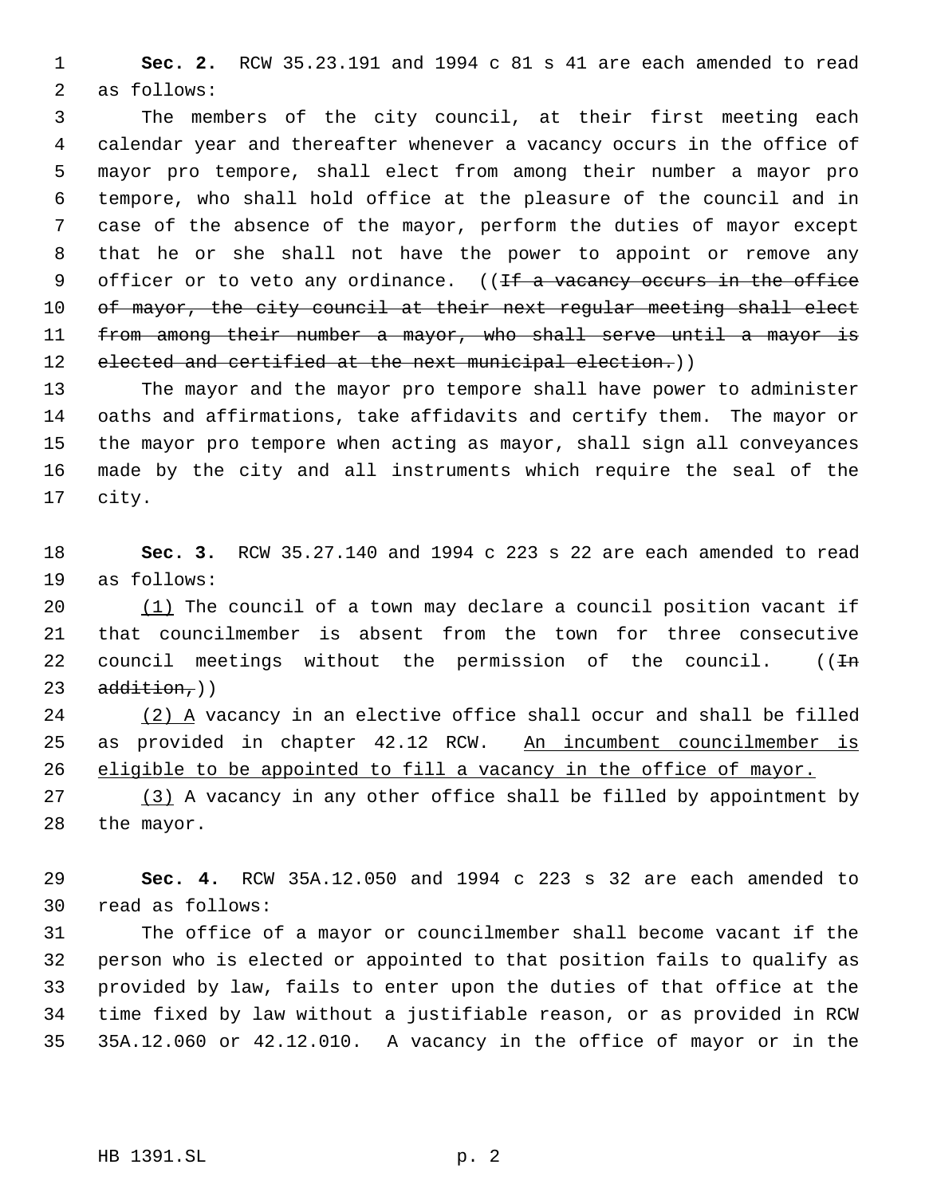**Sec. 2.** RCW 35.23.191 and 1994 c 81 s 41 are each amended to read as follows:

The members of the city council, at their first meeting each calendar year and thereafter whenever a vacancy occurs in the office of mayor pro tempore, shall elect from among their number a mayor pro tempore, who shall hold office at the pleasure of the council and in case of the absence of the mayor, perform the duties of mayor except that he or she shall not have the power to appoint or remove any officer or to veto any ordinance. ((~~If a vacancy occurs in the office of mayor, the city council at their next regular meeting shall elect from among their number a mayor, who shall serve until a mayor is elected and certified at the next municipal election.~~))

The mayor and the mayor pro tempore shall have power to administer oaths and affirmations, take affidavits and certify them. The mayor or the mayor pro tempore when acting as mayor, shall sign all conveyances made by the city and all instruments which require the seal of the city.

**Sec. 3.** RCW 35.27.140 and 1994 c 223 s 22 are each amended to read as follows:

<u>(1)</u> The council of a town may declare a council position vacant if that councilmember is absent from the town for three consecutive council meetings without the permission of the council. ((~~In addition,~~))

<u>(2) A</u> vacancy in an elective office shall occur and shall be filled as provided in chapter 42.12 RCW. <u>An incumbent councilmember is eligible to be appointed to fill a vacancy in the office of mayor.</u>

<u>(3)</u> A vacancy in any other office shall be filled by appointment by the mayor.

**Sec. 4.** RCW 35A.12.050 and 1994 c 223 s 32 are each amended to read as follows:

The office of a mayor or councilmember shall become vacant if the person who is elected or appointed to that position fails to qualify as provided by law, fails to enter upon the duties of that office at the time fixed by law without a justifiable reason, or as provided in RCW 35A.12.060 or 42.12.010. A vacancy in the office of mayor or in the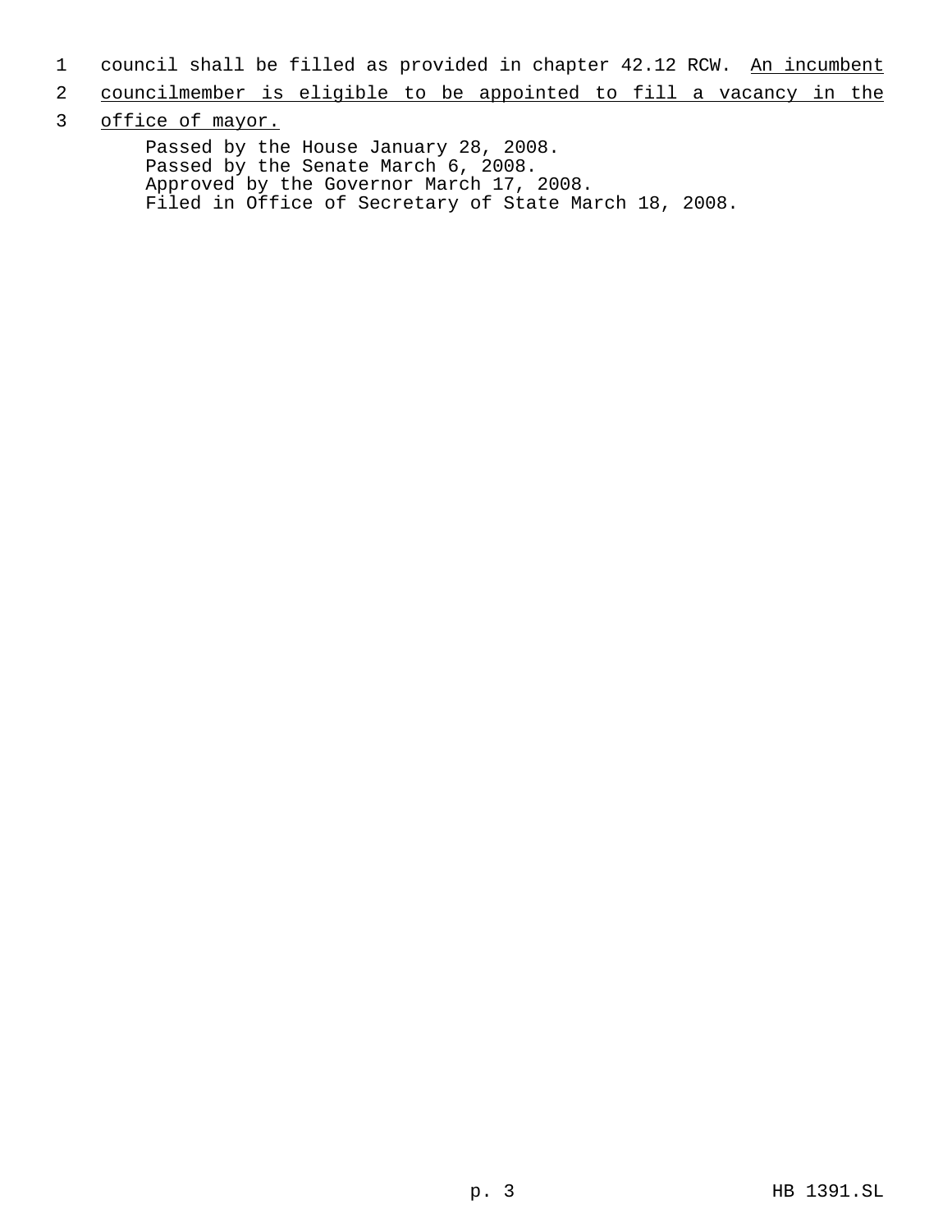council shall be filled as provided in chapter 42.12 RCW. <u>An incumbent councilmember is eligible to be appointed to fill a vacancy in the office of mayor.</u>

Passed by the House January 28, 2008.
Passed by the Senate March 6, 2008.
Approved by the Governor March 17, 2008.
Filed in Office of Secretary of State March 18, 2008.